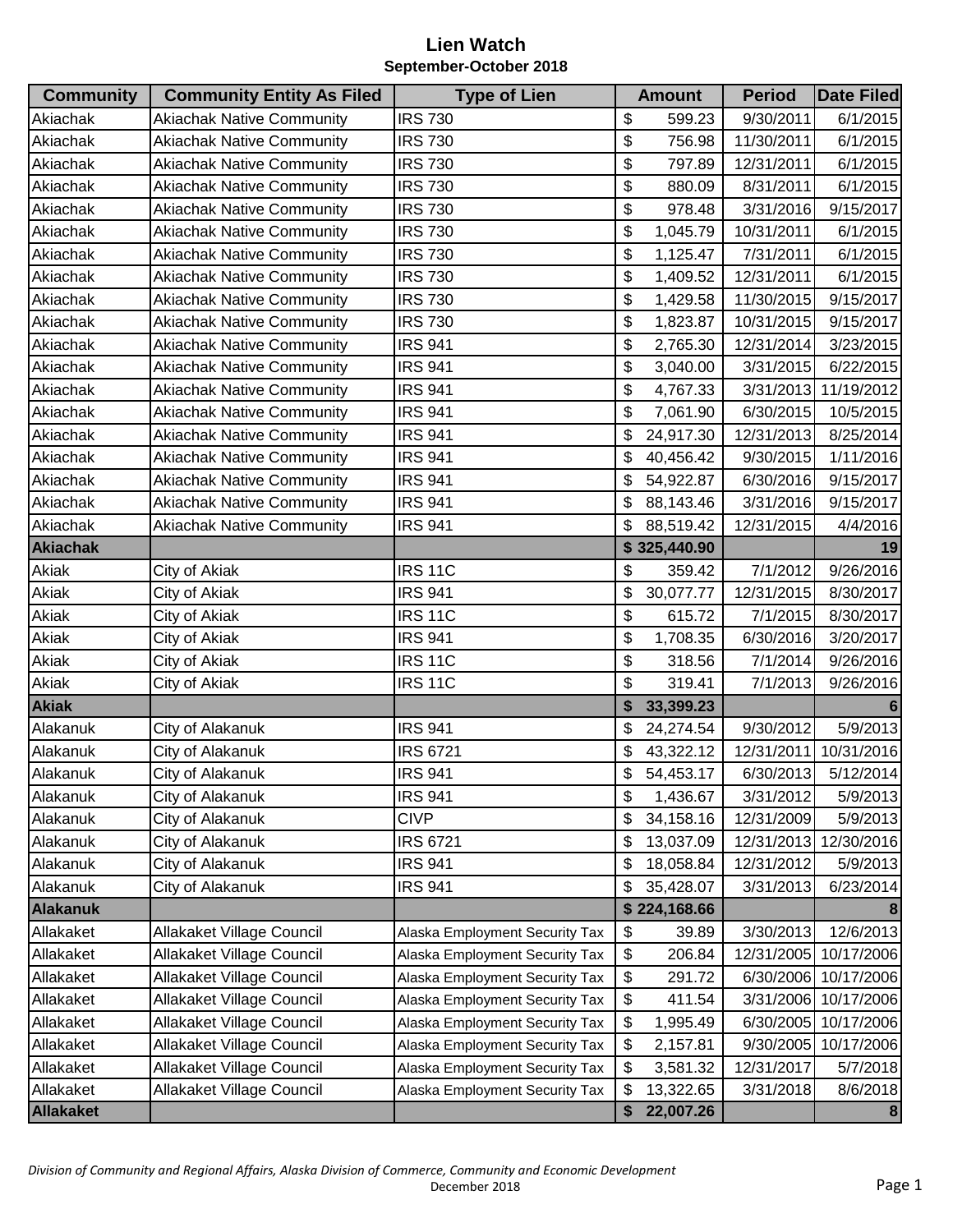# Lien Watch

## September-October 2018

| Community | Community Entity As Filed | Type of Lien | Amount | Period | Date Filed |
|---|---|---|---|---|---|
| Akiachak | Akiachak Native Community | IRS 730 | $ 599.23 | 9/30/2011 | 6/1/2015 |
| Akiachak | Akiachak Native Community | IRS 730 | $ 756.98 | 11/30/2011 | 6/1/2015 |
| Akiachak | Akiachak Native Community | IRS 730 | $ 797.89 | 12/31/2011 | 6/1/2015 |
| Akiachak | Akiachak Native Community | IRS 730 | $ 880.09 | 8/31/2011 | 6/1/2015 |
| Akiachak | Akiachak Native Community | IRS 730 | $ 978.48 | 3/31/2016 | 9/15/2017 |
| Akiachak | Akiachak Native Community | IRS 730 | $ 1,045.79 | 10/31/2011 | 6/1/2015 |
| Akiachak | Akiachak Native Community | IRS 730 | $ 1,125.47 | 7/31/2011 | 6/1/2015 |
| Akiachak | Akiachak Native Community | IRS 730 | $ 1,409.52 | 12/31/2011 | 6/1/2015 |
| Akiachak | Akiachak Native Community | IRS 730 | $ 1,429.58 | 11/30/2015 | 9/15/2017 |
| Akiachak | Akiachak Native Community | IRS 730 | $ 1,823.87 | 10/31/2015 | 9/15/2017 |
| Akiachak | Akiachak Native Community | IRS 941 | $ 2,765.30 | 12/31/2014 | 3/23/2015 |
| Akiachak | Akiachak Native Community | IRS 941 | $ 3,040.00 | 3/31/2015 | 6/22/2015 |
| Akiachak | Akiachak Native Community | IRS 941 | $ 4,767.33 | 3/31/2013 | 11/19/2012 |
| Akiachak | Akiachak Native Community | IRS 941 | $ 7,061.90 | 6/30/2015 | 10/5/2015 |
| Akiachak | Akiachak Native Community | IRS 941 | $ 24,917.30 | 12/31/2013 | 8/25/2014 |
| Akiachak | Akiachak Native Community | IRS 941 | $ 40,456.42 | 9/30/2015 | 1/11/2016 |
| Akiachak | Akiachak Native Community | IRS 941 | $ 54,922.87 | 6/30/2016 | 9/15/2017 |
| Akiachak | Akiachak Native Community | IRS 941 | $ 88,143.46 | 3/31/2016 | 9/15/2017 |
| Akiachak | Akiachak Native Community | IRS 941 | $ 88,519.42 | 12/31/2015 | 4/4/2016 |
| **Akiachak** | | | **$ 325,440.90** | | **19** |
| Akiak | City of Akiak | IRS 11C | $ 359.42 | 7/1/2012 | 9/26/2016 |
| Akiak | City of Akiak | IRS 941 | $ 30,077.77 | 12/31/2015 | 8/30/2017 |
| Akiak | City of Akiak | IRS 11C | $ 615.72 | 7/1/2015 | 8/30/2017 |
| Akiak | City of Akiak | IRS 941 | $ 1,708.35 | 6/30/2016 | 3/20/2017 |
| Akiak | City of Akiak | IRS 11C | $ 318.56 | 7/1/2014 | 9/26/2016 |
| Akiak | City of Akiak | IRS 11C | $ 319.41 | 7/1/2013 | 9/26/2016 |
| **Akiak** | | | **$ 33,399.23** | | **6** |
| Alakanuk | City of Alakanuk | IRS 941 | $ 24,274.54 | 9/30/2012 | 5/9/2013 |
| Alakanuk | City of Alakanuk | IRS 6721 | $ 43,322.12 | 12/31/2011 | 10/31/2016 |
| Alakanuk | City of Alakanuk | IRS 941 | $ 54,453.17 | 6/30/2013 | 5/12/2014 |
| Alakanuk | City of Alakanuk | IRS 941 | $ 1,436.67 | 3/31/2012 | 5/9/2013 |
| Alakanuk | City of Alakanuk | CIVP | $ 34,158.16 | 12/31/2009 | 5/9/2013 |
| Alakanuk | City of Alakanuk | IRS 6721 | $ 13,037.09 | 12/31/2013 | 12/30/2016 |
| Alakanuk | City of Alakanuk | IRS 941 | $ 18,058.84 | 12/31/2012 | 5/9/2013 |
| Alakanuk | City of Alakanuk | IRS 941 | $ 35,428.07 | 3/31/2013 | 6/23/2014 |
| **Alakanuk** | | | **$ 224,168.66** | | **8** |
| Allakaket | Allakaket Village Council | Alaska Employment Security Tax | $ 39.89 | 3/30/2013 | 12/6/2013 |
| Allakaket | Allakaket Village Council | Alaska Employment Security Tax | $ 206.84 | 12/31/2005 | 10/17/2006 |
| Allakaket | Allakaket Village Council | Alaska Employment Security Tax | $ 291.72 | 6/30/2006 | 10/17/2006 |
| Allakaket | Allakaket Village Council | Alaska Employment Security Tax | $ 411.54 | 3/31/2006 | 10/17/2006 |
| Allakaket | Allakaket Village Council | Alaska Employment Security Tax | $ 1,995.49 | 6/30/2005 | 10/17/2006 |
| Allakaket | Allakaket Village Council | Alaska Employment Security Tax | $ 2,157.81 | 9/30/2005 | 10/17/2006 |
| Allakaket | Allakaket Village Council | Alaska Employment Security Tax | $ 3,581.32 | 12/31/2017 | 5/7/2018 |
| Allakaket | Allakaket Village Council | Alaska Employment Security Tax | $ 13,322.65 | 3/31/2018 | 8/6/2018 |
| **Allakaket** | | | **$ 22,007.26** | | **8** |

*Division of Community and Regional Affairs, Alaska Division of Commerce, Community and Economic Development*
December 2018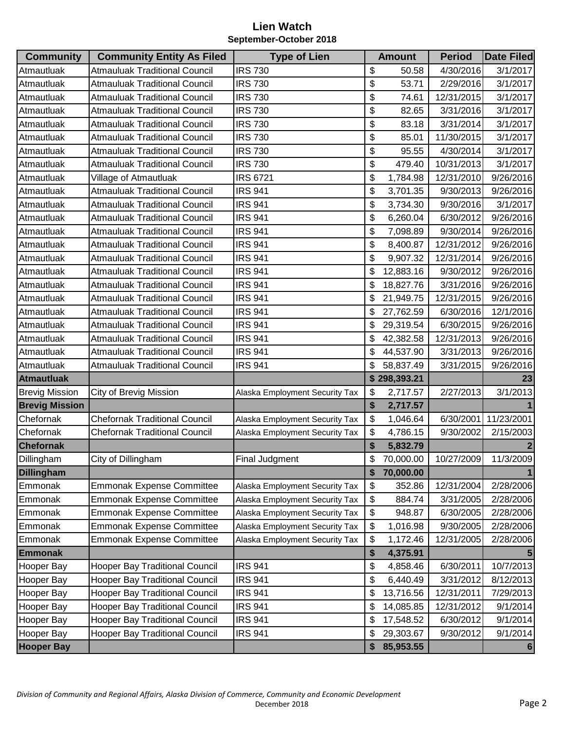# Lien Watch

## September-October 2018

| Community | Community Entity As Filed | Type of Lien | Amount | Period | Date Filed |
|---|---|---|---|---|---|
| Atmautluak | Atmauluak Traditional Council | IRS 730 | $ 50.58 | 4/30/2016 | 3/1/2017 |
| Atmautluak | Atmauluak Traditional Council | IRS 730 | $ 53.71 | 2/29/2016 | 3/1/2017 |
| Atmautluak | Atmauluak Traditional Council | IRS 730 | $ 74.61 | 12/31/2015 | 3/1/2017 |
| Atmautluak | Atmauluak Traditional Council | IRS 730 | $ 82.65 | 3/31/2016 | 3/1/2017 |
| Atmautluak | Atmauluak Traditional Council | IRS 730 | $ 83.18 | 3/31/2014 | 3/1/2017 |
| Atmautluak | Atmauluak Traditional Council | IRS 730 | $ 85.01 | 11/30/2015 | 3/1/2017 |
| Atmautluak | Atmauluak Traditional Council | IRS 730 | $ 95.55 | 4/30/2014 | 3/1/2017 |
| Atmautluak | Atmauluak Traditional Council | IRS 730 | $ 479.40 | 10/31/2013 | 3/1/2017 |
| Atmautluak | Village of Atmautluak | IRS 6721 | $ 1,784.98 | 12/31/2010 | 9/26/2016 |
| Atmautluak | Atmauluak Traditional Council | IRS 941 | $ 3,701.35 | 9/30/2013 | 9/26/2016 |
| Atmautluak | Atmauluak Traditional Council | IRS 941 | $ 3,734.30 | 9/30/2016 | 3/1/2017 |
| Atmautluak | Atmauluak Traditional Council | IRS 941 | $ 6,260.04 | 6/30/2012 | 9/26/2016 |
| Atmautluak | Atmauluak Traditional Council | IRS 941 | $ 7,098.89 | 9/30/2014 | 9/26/2016 |
| Atmautluak | Atmauluak Traditional Council | IRS 941 | $ 8,400.87 | 12/31/2012 | 9/26/2016 |
| Atmautluak | Atmauluak Traditional Council | IRS 941 | $ 9,907.32 | 12/31/2014 | 9/26/2016 |
| Atmautluak | Atmauluak Traditional Council | IRS 941 | $ 12,883.16 | 9/30/2012 | 9/26/2016 |
| Atmautluak | Atmauluak Traditional Council | IRS 941 | $ 18,827.76 | 3/31/2016 | 9/26/2016 |
| Atmautluak | Atmauluak Traditional Council | IRS 941 | $ 21,949.75 | 12/31/2015 | 9/26/2016 |
| Atmautluak | Atmauluak Traditional Council | IRS 941 | $ 27,762.59 | 6/30/2016 | 12/1/2016 |
| Atmautluak | Atmauluak Traditional Council | IRS 941 | $ 29,319.54 | 6/30/2015 | 9/26/2016 |
| Atmautluak | Atmauluak Traditional Council | IRS 941 | $ 42,382.58 | 12/31/2013 | 9/26/2016 |
| Atmautluak | Atmauluak Traditional Council | IRS 941 | $ 44,537.90 | 3/31/2013 | 9/26/2016 |
| Atmautluak | Atmauluak Traditional Council | IRS 941 | $ 58,837.49 | 3/31/2015 | 9/26/2016 |
| **Atmautluak** | | | **$ 298,393.21** | | **23** |
| Brevig Mission | City of Brevig Mission | Alaska Employment Security Tax | $ 2,717.57 | 2/27/2013 | 3/1/2013 |
| **Brevig Mission** | | | **$ 2,717.57** | | **1** |
| Chefornak | Chefornak Traditional Council | Alaska Employment Security Tax | $ 1,046.64 | 6/30/2001 | 11/23/2001 |
| Chefornak | Chefornak Traditional Council | Alaska Employment Security Tax | $ 4,786.15 | 9/30/2002 | 2/15/2003 |
| **Chefornak** | | | **$ 5,832.79** | | **2** |
| Dillingham | City of Dillingham | Final Judgment | $ 70,000.00 | 10/27/2009 | 11/3/2009 |
| **Dillingham** | | | **$ 70,000.00** | | **1** |
| Emmonak | Emmonak Expense Committee | Alaska Employment Security Tax | $ 352.86 | 12/31/2004 | 2/28/2006 |
| Emmonak | Emmonak Expense Committee | Alaska Employment Security Tax | $ 884.74 | 3/31/2005 | 2/28/2006 |
| Emmonak | Emmonak Expense Committee | Alaska Employment Security Tax | $ 948.87 | 6/30/2005 | 2/28/2006 |
| Emmonak | Emmonak Expense Committee | Alaska Employment Security Tax | $ 1,016.98 | 9/30/2005 | 2/28/2006 |
| Emmonak | Emmonak Expense Committee | Alaska Employment Security Tax | $ 1,172.46 | 12/31/2005 | 2/28/2006 |
| **Emmonak** | | | **$ 4,375.91** | | **5** |
| Hooper Bay | Hooper Bay Traditional Council | IRS 941 | $ 4,858.46 | 6/30/2011 | 10/7/2013 |
| Hooper Bay | Hooper Bay Traditional Council | IRS 941 | $ 6,440.49 | 3/31/2012 | 8/12/2013 |
| Hooper Bay | Hooper Bay Traditional Council | IRS 941 | $ 13,716.56 | 12/31/2011 | 7/29/2013 |
| Hooper Bay | Hooper Bay Traditional Council | IRS 941 | $ 14,085.85 | 12/31/2012 | 9/1/2014 |
| Hooper Bay | Hooper Bay Traditional Council | IRS 941 | $ 17,548.52 | 6/30/2012 | 9/1/2014 |
| Hooper Bay | Hooper Bay Traditional Council | IRS 941 | $ 29,303.67 | 9/30/2012 | 9/1/2014 |
| **Hooper Bay** | | | **$ 85,953.55** | | **6** |

*Division of Community and Regional Affairs, Alaska Division of Commerce, Community and Economic Development*

December 2018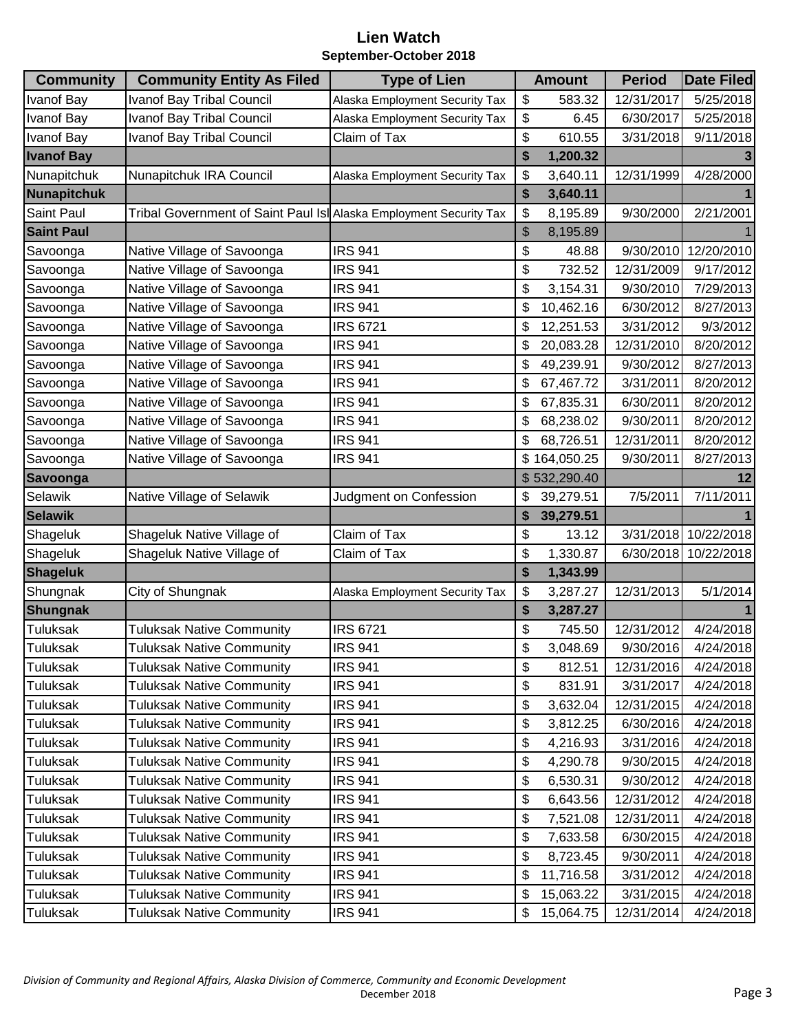# Lien Watch

## September-October 2018

| Community | Community Entity As Filed | Type of Lien | Amount | Period | Date Filed |
|---|---|---|---|---|---|
| Ivanof Bay | Ivanof Bay Tribal Council | Alaska Employment Security Tax | $ 583.32 | 12/31/2017 | 5/25/2018 |
| Ivanof Bay | Ivanof Bay Tribal Council | Alaska Employment Security Tax | $ 6.45 | 6/30/2017 | 5/25/2018 |
| Ivanof Bay | Ivanof Bay Tribal Council | Claim of Tax | $ 610.55 | 3/31/2018 | 9/11/2018 |
| **Ivanof Bay** | | | **$ 1,200.32** | | **3** |
| Nunapitchuk | Nunapitchuk IRA Council | Alaska Employment Security Tax | $ 3,640.11 | 12/31/1999 | 4/28/2000 |
| **Nunapitchuk** | | | **$ 3,640.11** | | **1** |
| Saint Paul | Tribal Government of Saint Paul Isl | Alaska Employment Security Tax | $ 8,195.89 | 9/30/2000 | 2/21/2001 |
| **Saint Paul** | | | $ 8,195.89 | | 1 |
| Savoonga | Native Village of Savoonga | IRS 941 | $ 48.88 | 9/30/2010 | 12/20/2010 |
| Savoonga | Native Village of Savoonga | IRS 941 | $ 732.52 | 12/31/2009 | 9/17/2012 |
| Savoonga | Native Village of Savoonga | IRS 941 | $ 3,154.31 | 9/30/2010 | 7/29/2013 |
| Savoonga | Native Village of Savoonga | IRS 941 | $ 10,462.16 | 6/30/2012 | 8/27/2013 |
| Savoonga | Native Village of Savoonga | IRS 6721 | $ 12,251.53 | 3/31/2012 | 9/3/2012 |
| Savoonga | Native Village of Savoonga | IRS 941 | $ 20,083.28 | 12/31/2010 | 8/20/2012 |
| Savoonga | Native Village of Savoonga | IRS 941 | $ 49,239.91 | 9/30/2012 | 8/27/2013 |
| Savoonga | Native Village of Savoonga | IRS 941 | $ 67,467.72 | 3/31/2011 | 8/20/2012 |
| Savoonga | Native Village of Savoonga | IRS 941 | $ 67,835.31 | 6/30/2011 | 8/20/2012 |
| Savoonga | Native Village of Savoonga | IRS 941 | $ 68,238.02 | 9/30/2011 | 8/20/2012 |
| Savoonga | Native Village of Savoonga | IRS 941 | $ 68,726.51 | 12/31/2011 | 8/20/2012 |
| Savoonga | Native Village of Savoonga | IRS 941 | $ 164,050.25 | 9/30/2011 | 8/27/2013 |
| **Savoonga** | | | $ 532,290.40 | | **12** |
| Selawik | Native Village of Selawik | Judgment on Confession | $ 39,279.51 | 7/5/2011 | 7/11/2011 |
| **Selawik** | | | **$ 39,279.51** | | **1** |
| Shageluk | Shageluk Native Village of | Claim of Tax | $ 13.12 | 3/31/2018 | 10/22/2018 |
| Shageluk | Shageluk Native Village of | Claim of Tax | $ 1,330.87 | 6/30/2018 | 10/22/2018 |
| **Shageluk** | | | **$ 1,343.99** | | |
| Shungnak | City of Shungnak | Alaska Employment Security Tax | $ 3,287.27 | 12/31/2013 | 5/1/2014 |
| **Shungnak** | | | **$ 3,287.27** | | **1** |
| Tuluksak | Tuluksak Native Community | IRS 6721 | $ 745.50 | 12/31/2012 | 4/24/2018 |
| Tuluksak | Tuluksak Native Community | IRS 941 | $ 3,048.69 | 9/30/2016 | 4/24/2018 |
| Tuluksak | Tuluksak Native Community | IRS 941 | $ 812.51 | 12/31/2016 | 4/24/2018 |
| Tuluksak | Tuluksak Native Community | IRS 941 | $ 831.91 | 3/31/2017 | 4/24/2018 |
| Tuluksak | Tuluksak Native Community | IRS 941 | $ 3,632.04 | 12/31/2015 | 4/24/2018 |
| Tuluksak | Tuluksak Native Community | IRS 941 | $ 3,812.25 | 6/30/2016 | 4/24/2018 |
| Tuluksak | Tuluksak Native Community | IRS 941 | $ 4,216.93 | 3/31/2016 | 4/24/2018 |
| Tuluksak | Tuluksak Native Community | IRS 941 | $ 4,290.78 | 9/30/2015 | 4/24/2018 |
| Tuluksak | Tuluksak Native Community | IRS 941 | $ 6,530.31 | 9/30/2012 | 4/24/2018 |
| Tuluksak | Tuluksak Native Community | IRS 941 | $ 6,643.56 | 12/31/2012 | 4/24/2018 |
| Tuluksak | Tuluksak Native Community | IRS 941 | $ 7,521.08 | 12/31/2011 | 4/24/2018 |
| Tuluksak | Tuluksak Native Community | IRS 941 | $ 7,633.58 | 6/30/2015 | 4/24/2018 |
| Tuluksak | Tuluksak Native Community | IRS 941 | $ 8,723.45 | 9/30/2011 | 4/24/2018 |
| Tuluksak | Tuluksak Native Community | IRS 941 | $ 11,716.58 | 3/31/2012 | 4/24/2018 |
| Tuluksak | Tuluksak Native Community | IRS 941 | $ 15,063.22 | 3/31/2015 | 4/24/2018 |
| Tuluksak | Tuluksak Native Community | IRS 941 | $ 15,064.75 | 12/31/2014 | 4/24/2018 |

*Division of Community and Regional Affairs, Alaska Division of Commerce, Community and Economic Development*
December 2018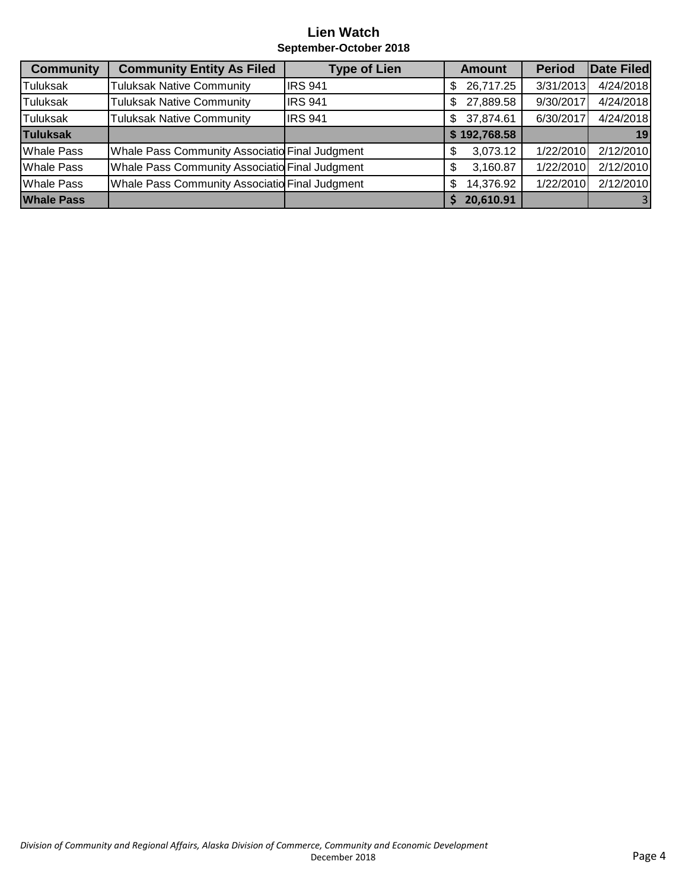# Lien Watch

**September-October 2018**

| Community | Community Entity As Filed | Type of Lien | Amount | Period | Date Filed |
|---|---|---|---|---|---|
| Tuluksak | Tuluksak Native Community | IRS 941 | $ 26,717.25 | 3/31/2013 | 4/24/2018 |
| Tuluksak | Tuluksak Native Community | IRS 941 | $ 27,889.58 | 9/30/2017 | 4/24/2018 |
| Tuluksak | Tuluksak Native Community | IRS 941 | $ 37,874.61 | 6/30/2017 | 4/24/2018 |
| **Tuluksak** | | | **$ 192,768.58** | | **19** |
| Whale Pass | Whale Pass Community Associatio | Final Judgment | $ 3,073.12 | 1/22/2010 | 2/12/2010 |
| Whale Pass | Whale Pass Community Associatio | Final Judgment | $ 3,160.87 | 1/22/2010 | 2/12/2010 |
| Whale Pass | Whale Pass Community Associatio | Final Judgment | $ 14,376.92 | 1/22/2010 | 2/12/2010 |
| **Whale Pass** | | | **$ 20,610.91** | | 3 |

*Division of Community and Regional Affairs, Alaska Division of Commerce, Community and Economic Development*

December 2018